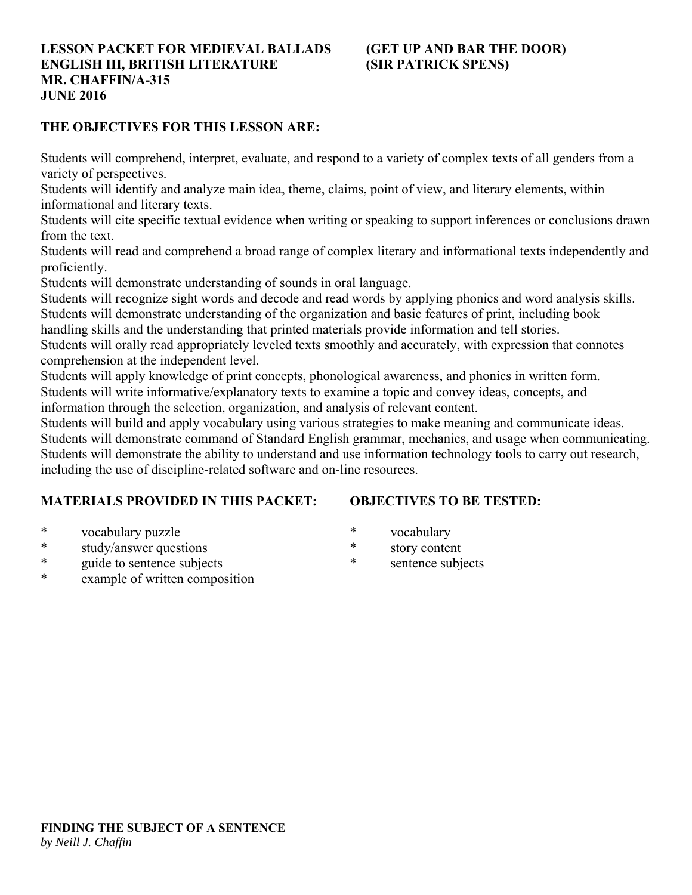**LESSON PACKET FOR MEDIEVAL BALLADS (GET UP AND BAR THE DOOR)**
**ENGLISH III, BRITISH LITERATURE (SIR PATRICK SPENS)**
**MR. CHAFFIN/A-315**
**JUNE 2016**

**THE OBJECTIVES FOR THIS LESSON ARE:**

Students will comprehend, interpret, evaluate, and respond to a variety of complex texts of all genders from a variety of perspectives.
Students will identify and analyze main idea, theme, claims, point of view, and literary elements, within informational and literary texts.
Students will cite specific textual evidence when writing or speaking to support inferences or conclusions drawn from the text.
Students will read and comprehend a broad range of complex literary and informational texts independently and proficiently.
Students will demonstrate understanding of sounds in oral language.
Students will recognize sight words and decode and read words by applying phonics and word analysis skills.
Students will demonstrate understanding of the organization and basic features of print, including book handling skills and the understanding that printed materials provide information and tell stories.
Students will orally read appropriately leveled texts smoothly and accurately, with expression that connotes comprehension at the independent level.
Students will apply knowledge of print concepts, phonological awareness, and phonics in written form.
Students will write informative/explanatory texts to examine a topic and convey ideas, concepts, and information through the selection, organization, and analysis of relevant content.
Students will build and apply vocabulary using various strategies to make meaning and communicate ideas.
Students will demonstrate command of Standard English grammar, mechanics, and usage when communicating.
Students will demonstrate the ability to understand and use information technology tools to carry out research, including the use of discipline-related software and on-line resources.

**MATERIALS PROVIDED IN THIS PACKET:**

* vocabulary puzzle
* study/answer questions
* guide to sentence subjects
* example of written composition

**OBJECTIVES TO BE TESTED:**

* vocabulary
* story content
* sentence subjects

**FINDING THE SUBJECT OF A SENTENCE**
*by Neill J. Chaffin*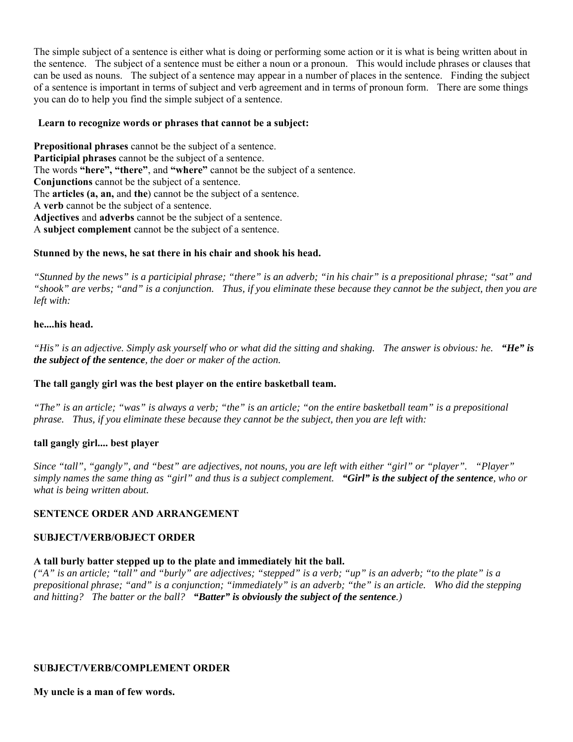The simple subject of a sentence is either what is doing or performing some action or it is what is being written about in the sentence. The subject of a sentence must be either a noun or a pronoun. This would include phrases or clauses that can be used as nouns. The subject of a sentence may appear in a number of places in the sentence. Finding the subject of a sentence is important in terms of subject and verb agreement and in terms of pronoun form. There are some things you can do to help you find the simple subject of a sentence.

**Learn to recognize words or phrases that cannot be a subject:**

**Prepositional phrases** cannot be the subject of a sentence.
**Participial phrases** cannot be the subject of a sentence.
The words **"here", "there"**, and **"where"** cannot be the subject of a sentence.
**Conjunctions** cannot be the subject of a sentence.
The **articles (a, an,** and **the**) cannot be the subject of a sentence.
A **verb** cannot be the subject of a sentence.
**Adjectives** and **adverbs** cannot be the subject of a sentence.
A **subject complement** cannot be the subject of a sentence.

**Stunned by the news, he sat there in his chair and shook his head.**

*"Stunned by the news" is a participial phrase; "there" is an adverb; "in his chair" is a prepositional phrase; "sat" and "shook" are verbs; "and" is a conjunction. Thus, if you eliminate these because they cannot be the subject, then you are left with:*

**he....his head.**

*"His" is an adjective. Simply ask yourself who or what did the sitting and shaking. The answer is obvious: he.* ***"He" is the subject of the sentence****, the doer or maker of the action.*

**The tall gangly girl was the best player on the entire basketball team.**

*"The" is an article; "was" is always a verb; "the" is an article; "on the entire basketball team" is a prepositional phrase. Thus, if you eliminate these because they cannot be the subject, then you are left with:*

**tall gangly girl.... best player**

*Since "tall", "gangly", and "best" are adjectives, not nouns, you are left with either "girl" or "player". "Player" simply names the same thing as "girl" and thus is a subject complement.* ***"Girl" is the subject of the sentence****, who or what is being written about.*

**SENTENCE ORDER AND ARRANGEMENT**

**SUBJECT/VERB/OBJECT ORDER**

**A tall burly batter stepped up to the plate and immediately hit the ball.**
*("A" is an article; "tall" and "burly" are adjectives; "stepped" is a verb; "up" is an adverb; "to the plate" is a prepositional phrase; "and" is a conjunction; "immediately" is an adverb; "the" is an article. Who did the stepping and hitting? The batter or the ball?* ***"Batter" is obviously the subject of the sentence****.)*

**SUBJECT/VERB/COMPLEMENT ORDER**

**My uncle is a man of few words.**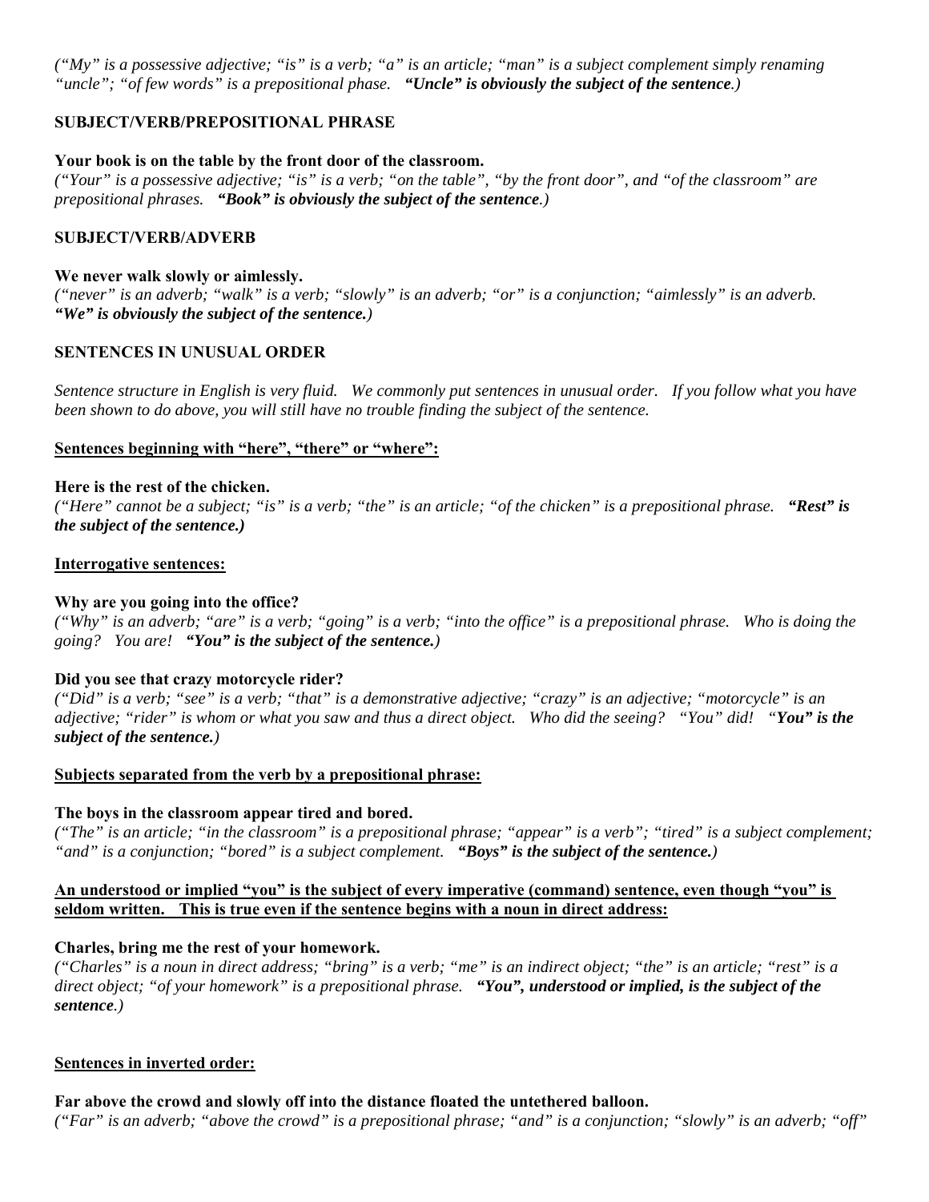*("My" is a possessive adjective; "is" is a verb; "a" is an article; "man" is a subject complement simply renaming "uncle"; "of few words" is a prepositional phase.* ***"Uncle" is obviously the subject of the sentence****.)*

**SUBJECT/VERB/PREPOSITIONAL PHRASE**

**Your book is on the table by the front door of the classroom.**
*("Your" is a possessive adjective; "is" is a verb; "on the table", "by the front door", and "of the classroom" are prepositional phrases.* ***"Book" is obviously the subject of the sentence****.)*

**SUBJECT/VERB/ADVERB**

**We never walk slowly or aimlessly.**
*("never" is an adverb; "walk" is a verb; "slowly" is an adverb; "or" is a conjunction; "aimlessly" is an adverb.* ***"We" is obviously the subject of the sentence.****)*

**SENTENCES IN UNUSUAL ORDER**

*Sentence structure in English is very fluid. We commonly put sentences in unusual order. If you follow what you have been shown to do above, you will still have no trouble finding the subject of the sentence.*

**<u>Sentences beginning with "here", "there" or "where":</u>**

**Here is the rest of the chicken.**
*("Here" cannot be a subject; "is" is a verb; "the" is an article; "of the chicken" is a prepositional phrase.* ***"Rest" is the subject of the sentence.)***

**<u>Interrogative sentences:</u>**

**Why are you going into the office?**
*("Why" is an adverb; "are" is a verb; "going" is a verb; "into the office" is a prepositional phrase. Who is doing the going? You are!* ***"You" is the subject of the sentence.****)*

**Did you see that crazy motorcycle rider?**
*("Did" is a verb; "see" is a verb; "that" is a demonstrative adjective; "crazy" is an adjective; "motorcycle" is an adjective; "rider" is whom or what you saw and thus a direct object. Who did the seeing? "You" did! "****You" is the subject of the sentence.****)*

**<u>Subjects separated from the verb by a prepositional phrase:</u>**

**The boys in the classroom appear tired and bored.**
*("The" is an article; "in the classroom" is a prepositional phrase; "appear" is a verb"; "tired" is a subject complement; "and" is a conjunction; "bored" is a subject complement.* ***"Boys" is the subject of the sentence.)***

**<u>An understood or implied "you" is the subject of every imperative (command) sentence, even though "you" is seldom written. This is true even if the sentence begins with a noun in direct address:</u>**

**Charles, bring me the rest of your homework.**
*("Charles" is a noun in direct address; "bring" is a verb; "me" is an indirect object; "the" is an article; "rest" is a direct object; "of your homework" is a prepositional phrase.* ***"You", understood or implied, is the subject of the sentence****.)*

**<u>Sentences in inverted order:</u>**

**Far above the crowd and slowly off into the distance floated the untethered balloon.**
*("Far" is an adverb; "above the crowd" is a prepositional phrase; "and" is a conjunction; "slowly" is an adverb; "off"*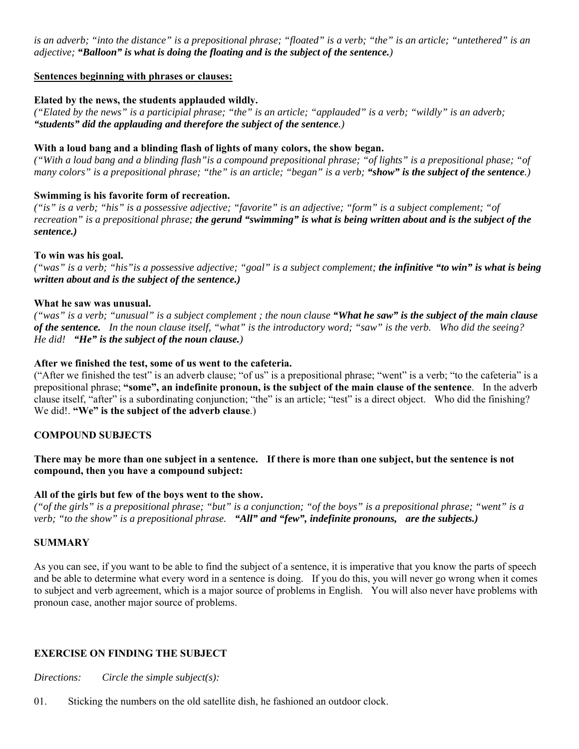*is an adverb; "into the distance" is a prepositional phrase; "floated" is a verb; "the" is an article; "untethered" is an adjective; **"Balloon" is what is doing the floating and is the subject of the sentence.**)*

**<u>Sentences beginning with phrases or clauses:</u>**

**Elated by the news, the students applauded wildly.**
*("Elated by the news" is a participial phrase; "the" is an article; "applauded" is a verb; "wildly" is an adverb; **"students" did the applauding and therefore the subject of the sentence**.)*

**With a loud bang and a blinding flash of lights of many colors, the show began.**
*("With a loud bang and a blinding flash"is a compound prepositional phrase; "of lights" is a prepositional phase; "of many colors" is a prepositional phrase; "the" is an article; "began" is a verb; **"show" is the subject of the sentence**.)*

**Swimming is his favorite form of recreation.**
*("is" is a verb; "his" is a possessive adjective; "favorite" is an adjective; "form" is a subject complement; "of recreation" is a prepositional phrase; **the gerund "swimming" is what is being written about and is the subject of the sentence.)***

**To win was his goal.**
*("was" is a verb; "his"is a possessive adjective; "goal" is a subject complement; **the infinitive "to win" is what is being written about and is the subject of the sentence.)***

**What he saw was unusual.**
*("was" is a verb; "unusual" is a subject complement ; the noun clause **"What he saw" is the subject of the main clause of the sentence.** In the noun clause itself, "what" is the introductory word; "saw" is the verb. Who did the seeing? He did! **"He" is the subject of the noun clause.**)*

**After we finished the test, some of us went to the cafeteria.**
("After we finished the test" is an adverb clause; "of us" is a prepositional phrase; "went" is a verb; "to the cafeteria" is a prepositional phrase; **"some", an indefinite pronoun, is the subject of the main clause of the sentence**. In the adverb clause itself, "after" is a subordinating conjunction; "the" is an article; "test" is a direct object. Who did the finishing? We did!. **"We" is the subject of the adverb clause**.)

**COMPOUND SUBJECTS**

**There may be more than one subject in a sentence. If there is more than one subject, but the sentence is not compound, then you have a compound subject:**

**All of the girls but few of the boys went to the show.**
*("of the girls" is a prepositional phrase; "but" is a conjunction; "of the boys" is a prepositional phrase; "went" is a verb; "to the show" is a prepositional phrase. **"All" and "few", indefinite pronouns, are the subjects.)***

**SUMMARY**

As you can see, if you want to be able to find the subject of a sentence, it is imperative that you know the parts of speech and be able to determine what every word in a sentence is doing. If you do this, you will never go wrong when it comes to subject and verb agreement, which is a major source of problems in English. You will also never have problems with pronoun case, another major source of problems.

**EXERCISE ON FINDING THE SUBJECT**

*Directions: Circle the simple subject(s):*

01. Sticking the numbers on the old satellite dish, he fashioned an outdoor clock.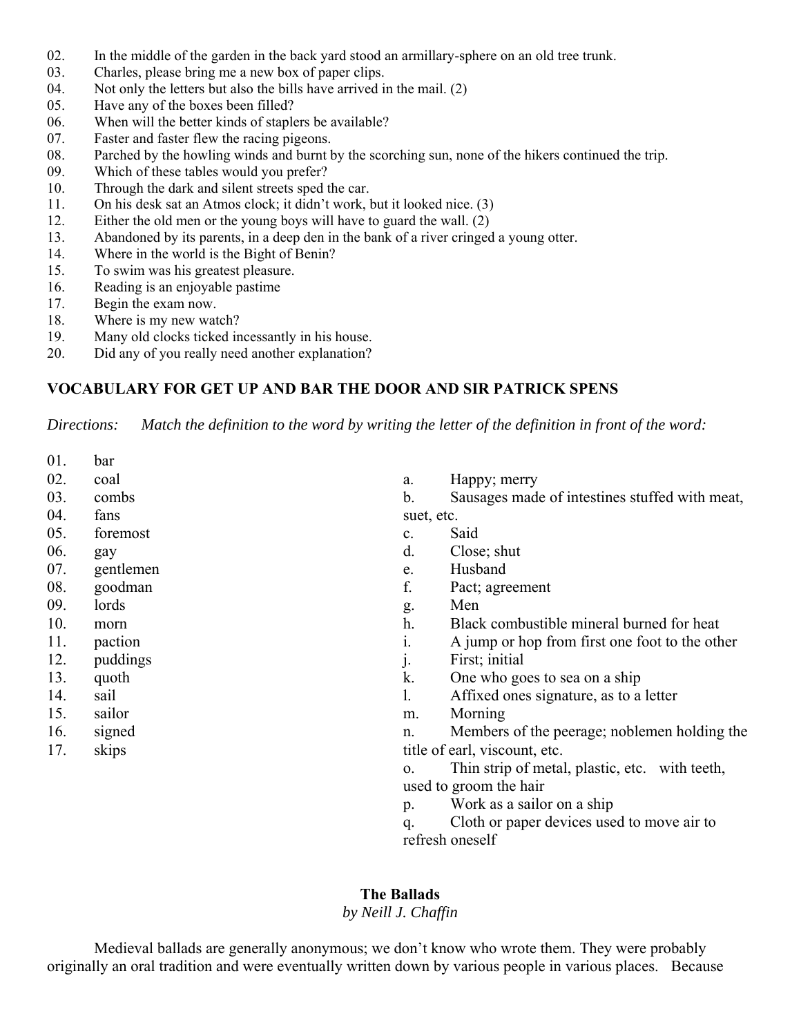02. In the middle of the garden in the back yard stood an armillary-sphere on an old tree trunk.
03. Charles, please bring me a new box of paper clips.
04. Not only the letters but also the bills have arrived in the mail. (2)
05. Have any of the boxes been filled?
06. When will the better kinds of staplers be available?
07. Faster and faster flew the racing pigeons.
08. Parched by the howling winds and burnt by the scorching sun, none of the hikers continued the trip.
09. Which of these tables would you prefer?
10. Through the dark and silent streets sped the car.
11. On his desk sat an Atmos clock; it didn't work, but it looked nice. (3)
12. Either the old men or the young boys will have to guard the wall. (2)
13. Abandoned by its parents, in a deep den in the bank of a river cringed a young otter.
14. Where in the world is the Bight of Benin?
15. To swim was his greatest pleasure.
16. Reading is an enjoyable pastime
17. Begin the exam now.
18. Where is my new watch?
19. Many old clocks ticked incessantly in his house.
20. Did any of you really need another explanation?

**VOCABULARY FOR GET UP AND BAR THE DOOR AND SIR PATRICK SPENS**

*Directions: Match the definition to the word by writing the letter of the definition in front of the word:*

01. bar
02. coal
03. combs
04. fans
05. foremost
06. gay
07. gentlemen
08. goodman
09. lords
10. morn
11. paction
12. puddings
13. quoth
14. sail
15. sailor
16. signed
17. skips

a. Happy; merry
b. Sausages made of intestines stuffed with meat, suet, etc.
c. Said
d. Close; shut
e. Husband
f. Pact; agreement
g. Men
h. Black combustible mineral burned for heat
i. A jump or hop from first one foot to the other
j. First; initial
k. One who goes to sea on a ship
l. Affixed ones signature, as to a letter
m. Morning
n. Members of the peerage; noblemen holding the title of earl, viscount, etc.
o. Thin strip of metal, plastic, etc. with teeth, used to groom the hair
p. Work as a sailor on a ship
q. Cloth or paper devices used to move air to refresh oneself

**The Ballads**
*by Neill J. Chaffin*

Medieval ballads are generally anonymous; we don't know who wrote them. They were probably originally an oral tradition and were eventually written down by various people in various places. Because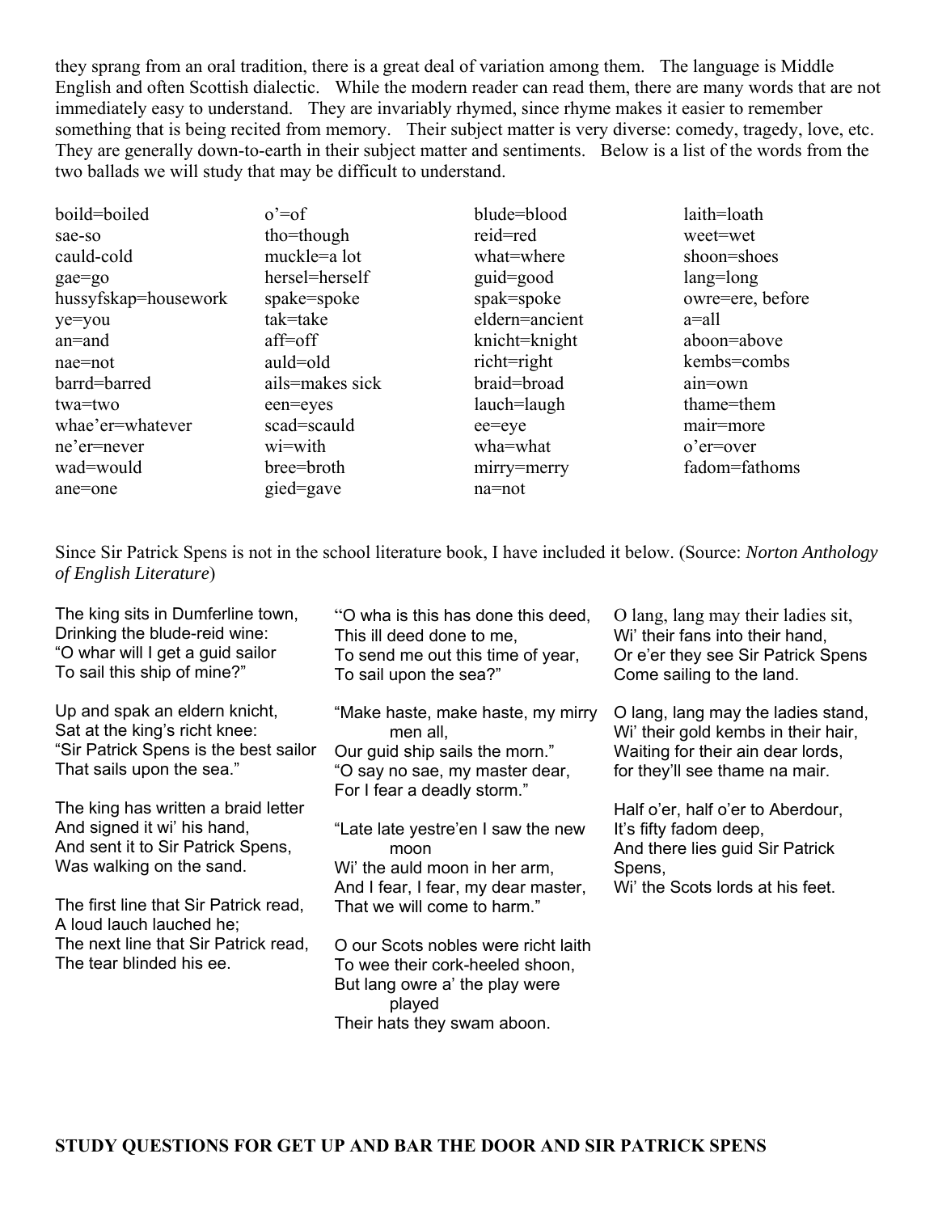they sprang from an oral tradition, there is a great deal of variation among them. The language is Middle English and often Scottish dialectic. While the modern reader can read them, there are many words that are not immediately easy to understand. They are invariably rhymed, since rhyme makes it easier to remember something that is being recited from memory. Their subject matter is very diverse: comedy, tragedy, love, etc. They are generally down-to-earth in their subject matter and sentiments. Below is a list of the words from the two ballads we will study that may be difficult to understand.

| | | | |
|---|---|---|---|
| boild=boiled | o'=of | blude=blood | laith=loath |
| sae-so | tho=though | reid=red | weet=wet |
| cauld-cold | muckle=a lot | what=where | shoon=shoes |
| gae=go | hersel=herself | guid=good | lang=long |
| hussyfskap=housework | spake=spoke | spak=spoke | owre=ere, before |
| ye=you | tak=take | eldern=ancient | a=all |
| an=and | aff=off | knicht=knight | aboon=above |
| nae=not | auld=old | richt=right | kembs=combs |
| barrd=barred | ails=makes sick | braid=broad | ain=own |
| twa=two | een=eyes | lauch=laugh | thame=them |
| whae'er=whatever | scad=scauld | ee=eye | mair=more |
| ne'er=never | wi=with | wha=what | o'er=over |
| wad=would | bree=broth | mirry=merry | fadom=fathoms |
| ane=one | gied=gave | na=not | |

Since Sir Patrick Spens is not in the school literature book, I have included it below. (Source: *Norton Anthology of English Literature*)

The king sits in Dumferline town,
Drinking the blude-reid wine:
"O whar will I get a guid sailor
To sail this ship of mine?"

Up and spak an eldern knicht,
Sat at the king's richt knee:
"Sir Patrick Spens is the best sailor
That sails upon the sea."

The king has written a braid letter
And signed it wi' his hand,
And sent it to Sir Patrick Spens,
Was walking on the sand.

The first line that Sir Patrick read,
A loud lauch lauched he;
The next line that Sir Patrick read,
The tear blinded his ee.

"O wha is this has done this deed,
This ill deed done to me,
To send me out this time of year,
To sail upon the sea?"

"Make haste, make haste, my mirry men all,
Our guid ship sails the morn."
"O say no sae, my master dear,
For I fear a deadly storm."

"Late late yestre'en I saw the new moon
Wi' the auld moon in her arm,
And I fear, I fear, my dear master,
That we will come to harm."

O our Scots nobles were richt laith
To wee their cork-heeled shoon,
But lang owre a' the play were played
Their hats they swam aboon.

O lang, lang may their ladies sit,
Wi' their fans into their hand,
Or e'er they see Sir Patrick Spens
Come sailing to the land.

O lang, lang may the ladies stand,
Wi' their gold kembs in their hair,
Waiting for their ain dear lords,
for they'll see thame na mair.

Half o'er, half o'er to Aberdour,
It's fifty fadom deep,
And there lies guid Sir Patrick Spens,
Wi' the Scots lords at his feet.

**STUDY QUESTIONS FOR GET UP AND BAR THE DOOR AND SIR PATRICK SPENS**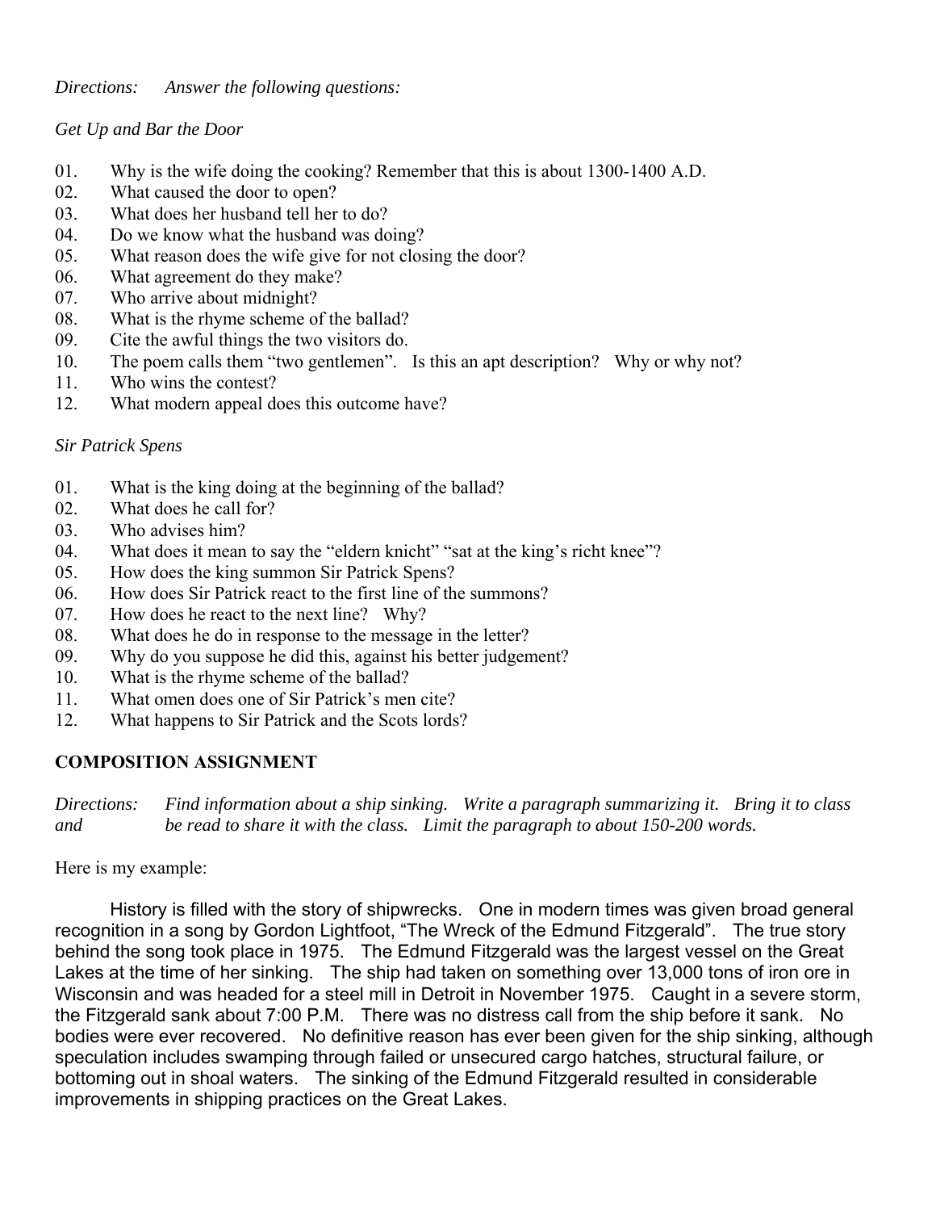*Directions: Answer the following questions:*

*Get Up and Bar the Door*

01. Why is the wife doing the cooking? Remember that this is about 1300-1400 A.D.
02. What caused the door to open?
03. What does her husband tell her to do?
04. Do we know what the husband was doing?
05. What reason does the wife give for not closing the door?
06. What agreement do they make?
07. Who arrive about midnight?
08. What is the rhyme scheme of the ballad?
09. Cite the awful things the two visitors do.
10. The poem calls them "two gentlemen". Is this an apt description? Why or why not?
11. Who wins the contest?
12. What modern appeal does this outcome have?

*Sir Patrick Spens*

01. What is the king doing at the beginning of the ballad?
02. What does he call for?
03. Who advises him?
04. What does it mean to say the "eldern knicht" "sat at the king's richt knee"?
05. How does the king summon Sir Patrick Spens?
06. How does Sir Patrick react to the first line of the summons?
07. How does he react to the next line? Why?
08. What does he do in response to the message in the letter?
09. Why do you suppose he did this, against his better judgement?
10. What is the rhyme scheme of the ballad?
11. What omen does one of Sir Patrick's men cite?
12. What happens to Sir Patrick and the Scots lords?

**COMPOSITION ASSIGNMENT**

*Directions: Find information about a ship sinking. Write a paragraph summarizing it. Bring it to class and be read to share it with the class. Limit the paragraph to about 150-200 words.*

Here is my example:

History is filled with the story of shipwrecks. One in modern times was given broad general recognition in a song by Gordon Lightfoot, "The Wreck of the Edmund Fitzgerald". The true story behind the song took place in 1975. The Edmund Fitzgerald was the largest vessel on the Great Lakes at the time of her sinking. The ship had taken on something over 13,000 tons of iron ore in Wisconsin and was headed for a steel mill in Detroit in November 1975. Caught in a severe storm, the Fitzgerald sank about 7:00 P.M. There was no distress call from the ship before it sank. No bodies were ever recovered. No definitive reason has ever been given for the ship sinking, although speculation includes swamping through failed or unsecured cargo hatches, structural failure, or bottoming out in shoal waters. The sinking of the Edmund Fitzgerald resulted in considerable improvements in shipping practices on the Great Lakes.